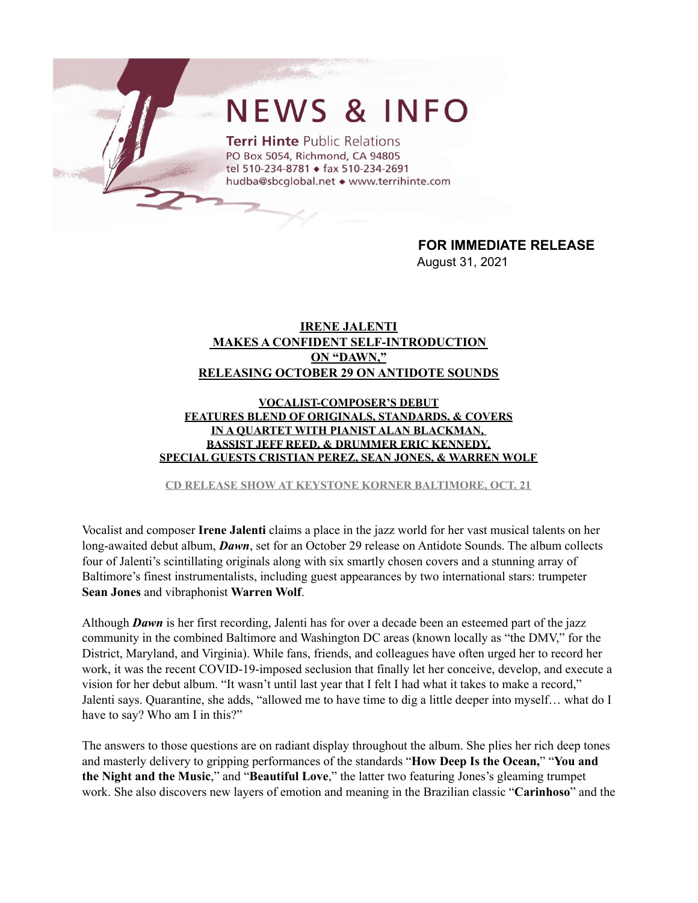# NEWS & INFO

**Terri Hinte** Public Relations
PO Box 5054, Richmond, CA 94805
tel 510-234-8781 ◆ fax 510-234-2691
hudba@sbcglobal.net ◆ www.terrihinte.com

**FOR IMMEDIATE RELEASE**
August 31, 2021

## IRENE JALENTI MAKES A CONFIDENT SELF-INTRODUCTION ON "DAWN," RELEASING OCTOBER 29 ON ANTIDOTE SOUNDS

### VOCALIST-COMPOSER'S DEBUT FEATURES BLEND OF ORIGINALS, STANDARDS, & COVERS IN A QUARTET WITH PIANIST ALAN BLACKMAN, BASSIST JEFF REED, & DRUMMER ERIC KENNEDY, SPECIAL GUESTS CRISTIAN PEREZ, SEAN JONES, & WARREN WOLF

**CD RELEASE SHOW AT KEYSTONE KORNER BALTIMORE, OCT. 21**

Vocalist and composer **Irene Jalenti** claims a place in the jazz world for her vast musical talents on her long-awaited debut album, ***Dawn***, set for an October 29 release on Antidote Sounds. The album collects four of Jalenti's scintillating originals along with six smartly chosen covers and a stunning array of Baltimore's finest instrumentalists, including guest appearances by two international stars: trumpeter **Sean Jones** and vibraphonist **Warren Wolf**.

Although ***Dawn*** is her first recording, Jalenti has for over a decade been an esteemed part of the jazz community in the combined Baltimore and Washington DC areas (known locally as "the DMV," for the District, Maryland, and Virginia). While fans, friends, and colleagues have often urged her to record her work, it was the recent COVID-19-imposed seclusion that finally let her conceive, develop, and execute a vision for her debut album. "It wasn't until last year that I felt I had what it takes to make a record," Jalenti says. Quarantine, she adds, "allowed me to have time to dig a little deeper into myself… what do I have to say? Who am I in this?"

The answers to those questions are on radiant display throughout the album. She plies her rich deep tones and masterly delivery to gripping performances of the standards "**How Deep Is the Ocean,**" "**You and the Night and the Music**," and "**Beautiful Love**," the latter two featuring Jones's gleaming trumpet work. She also discovers new layers of emotion and meaning in the Brazilian classic "**Carinhoso**" and the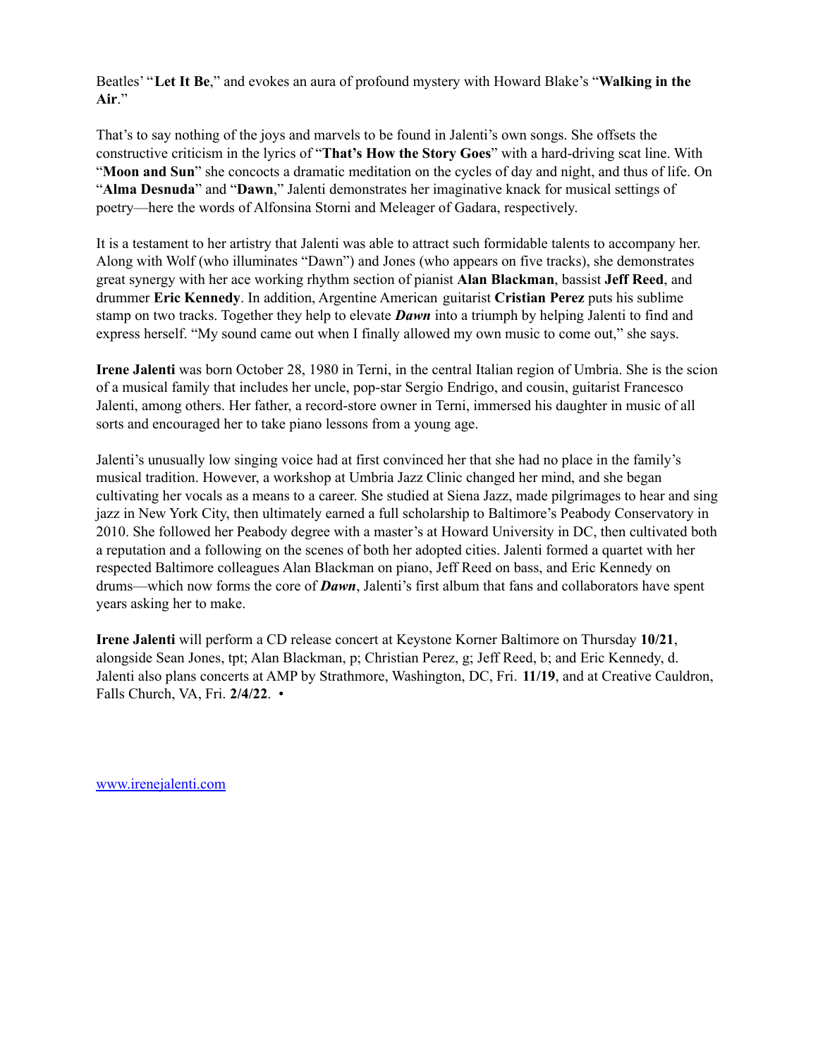Beatles' "**Let It Be**," and evokes an aura of profound mystery with Howard Blake's "**Walking in the Air**."

That's to say nothing of the joys and marvels to be found in Jalenti's own songs. She offsets the constructive criticism in the lyrics of "**That's How the Story Goes**" with a hard-driving scat line. With "**Moon and Sun**" she concocts a dramatic meditation on the cycles of day and night, and thus of life. On "**Alma Desnuda**" and "**Dawn**," Jalenti demonstrates her imaginative knack for musical settings of poetry—here the words of Alfonsina Storni and Meleager of Gadara, respectively.

It is a testament to her artistry that Jalenti was able to attract such formidable talents to accompany her. Along with Wolf (who illuminates "Dawn") and Jones (who appears on five tracks), she demonstrates great synergy with her ace working rhythm section of pianist **Alan Blackman**, bassist **Jeff Reed**, and drummer **Eric Kennedy**. In addition, Argentine American guitarist **Cristian Perez** puts his sublime stamp on two tracks. Together they help to elevate ***Dawn*** into a triumph by helping Jalenti to find and express herself. "My sound came out when I finally allowed my own music to come out," she says.

**Irene Jalenti** was born October 28, 1980 in Terni, in the central Italian region of Umbria. She is the scion of a musical family that includes her uncle, pop-star Sergio Endrigo, and cousin, guitarist Francesco Jalenti, among others. Her father, a record-store owner in Terni, immersed his daughter in music of all sorts and encouraged her to take piano lessons from a young age.

Jalenti's unusually low singing voice had at first convinced her that she had no place in the family's musical tradition. However, a workshop at Umbria Jazz Clinic changed her mind, and she began cultivating her vocals as a means to a career. She studied at Siena Jazz, made pilgrimages to hear and sing jazz in New York City, then ultimately earned a full scholarship to Baltimore's Peabody Conservatory in 2010. She followed her Peabody degree with a master's at Howard University in DC, then cultivated both a reputation and a following on the scenes of both her adopted cities. Jalenti formed a quartet with her respected Baltimore colleagues Alan Blackman on piano, Jeff Reed on bass, and Eric Kennedy on drums—which now forms the core of ***Dawn***, Jalenti's first album that fans and collaborators have spent years asking her to make.

**Irene Jalenti** will perform a CD release concert at Keystone Korner Baltimore on Thursday **10/21**, alongside Sean Jones, tpt; Alan Blackman, p; Christian Perez, g; Jeff Reed, b; and Eric Kennedy, d. Jalenti also plans concerts at AMP by Strathmore, Washington, DC, Fri. **11/19**, and at Creative Cauldron, Falls Church, VA, Fri. **2/4/22**. •

www.irenejalenti.com